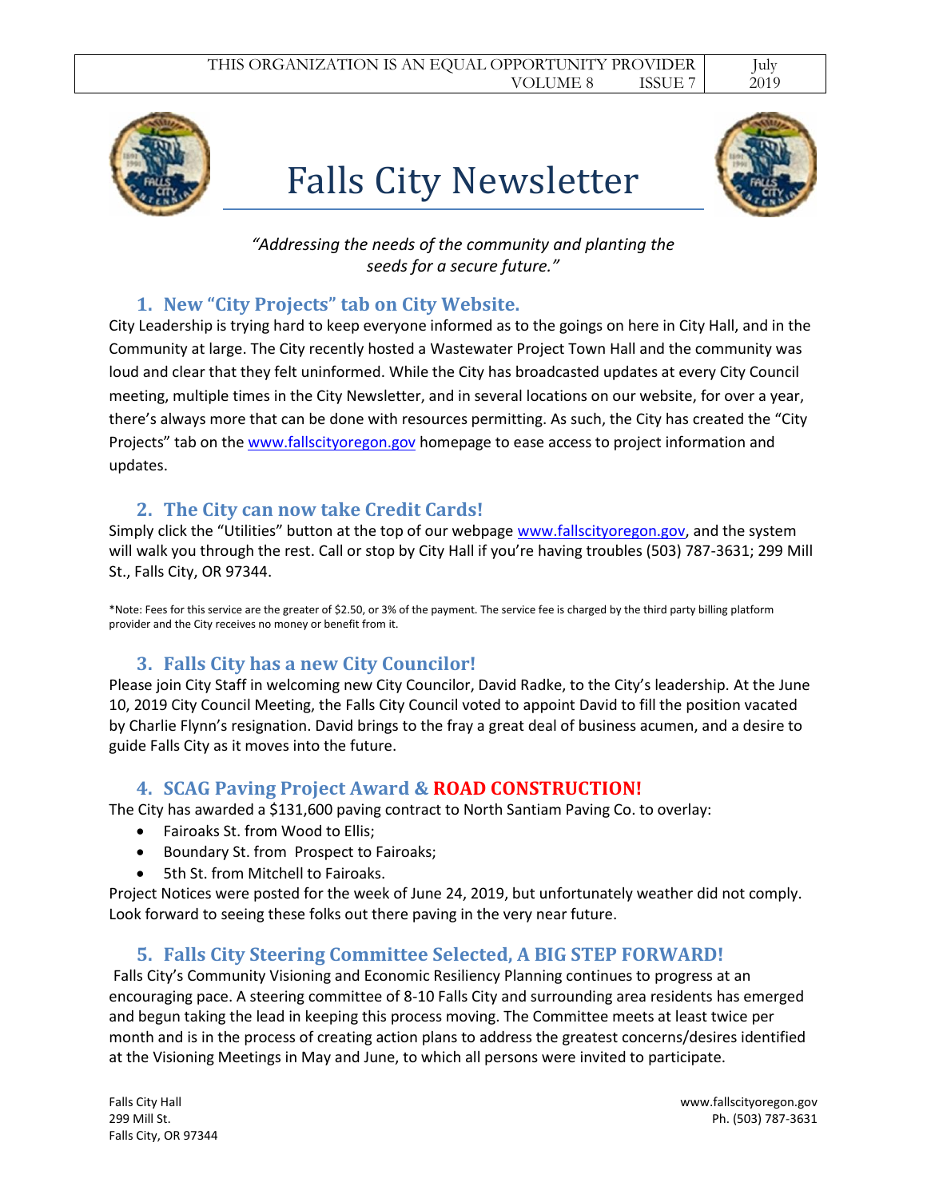# Falls City Newsletter

*"Addressing the needs of the community and planting the seeds for a secure future."*

## 1. New "City Projects" tab on City Website.

City Leadership is trying hard to keep everyone informed as to the goings on here in City Hall, and in the Community at large. The City recently hosted a Wastewater Project Town Hall and the community was loud and clear that they felt uninformed. While the City has broadcasted updates at every City Council meeting, multiple times in the City Newsletter, and in several locations on our website, for over a year, there's always more that can be done with resources permitting. As such, the City has created the "City Projects" tab on the www.fallscityoregon.gov homepage to ease access to project information and updates.

## 2. The City can now take Credit Cards!

Simply click the "Utilities" button at the top of our webpage www.fallscityoregon.gov, and the system will walk you through the rest. Call or stop by City Hall if you're having troubles (503) 787-3631; 299 Mill St., Falls City, OR 97344.

*Note: Fees for this service are the greater of $2.50, or 3% of the payment. The service fee is charged by the third party billing platform provider and the City receives no money or benefit from it.

## 3. Falls City has a new City Councilor!

Please join City Staff in welcoming new City Councilor, David Radke, to the City's leadership. At the June 10, 2019 City Council Meeting, the Falls City Council voted to appoint David to fill the position vacated by Charlie Flynn's resignation. David brings to the fray a great deal of business acumen, and a desire to guide Falls City as it moves into the future.

## 4. SCAG Paving Project Award & ROAD CONSTRUCTION!

The City has awarded a $131,600 paving contract to North Santiam Paving Co. to overlay:

- Fairoaks St. from Wood to Ellis;
- Boundary St. from Prospect to Fairoaks;
- 5th St. from Mitchell to Fairoaks.

Project Notices were posted for the week of June 24, 2019, but unfortunately weather did not comply. Look forward to seeing these folks out there paving in the very near future.

## 5. Falls City Steering Committee Selected, A BIG STEP FORWARD!

Falls City's Community Visioning and Economic Resiliency Planning continues to progress at an encouraging pace. A steering committee of 8-10 Falls City and surrounding area residents has emerged and begun taking the lead in keeping this process moving. The Committee meets at least twice per month and is in the process of creating action plans to address the greatest concerns/desires identified at the Visioning Meetings in May and June, to which all persons were invited to participate.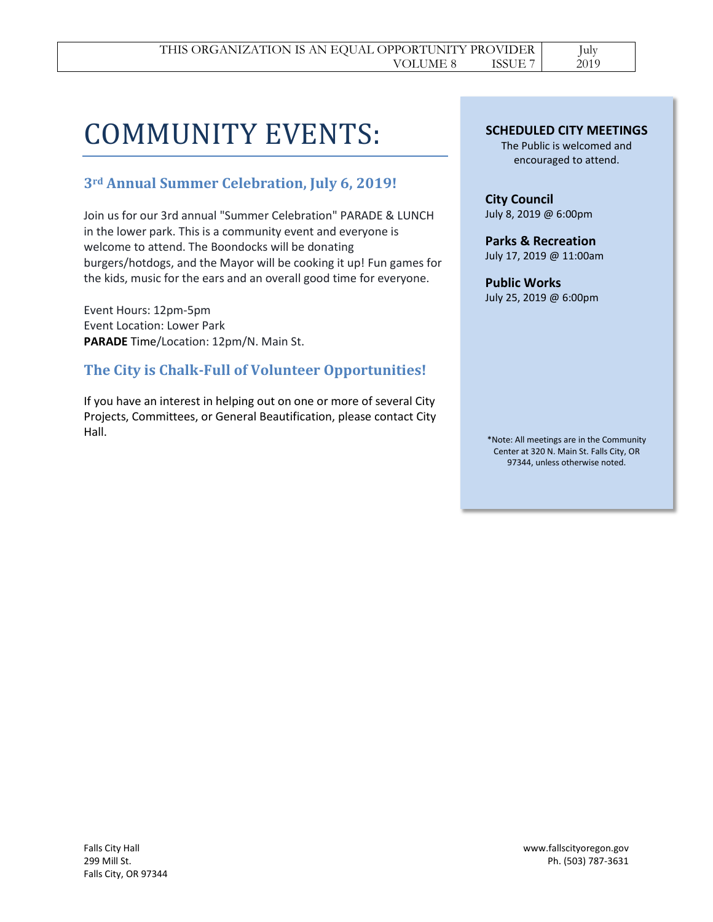# COMMUNITY EVENTS:

## 3rd Annual Summer Celebration, July 6, 2019!

Join us for our 3rd annual "Summer Celebration" PARADE & LUNCH in the lower park. This is a community event and everyone is welcome to attend. The Boondocks will be donating burgers/hotdogs, and the Mayor will be cooking it up! Fun games for the kids, music for the ears and an overall good time for everyone.

Event Hours: 12pm-5pm
Event Location: Lower Park
**PARADE** Time/Location: 12pm/N. Main St.

## The City is Chalk-Full of Volunteer Opportunities!

If you have an interest in helping out on one or more of several City Projects, Committees, or General Beautification, please contact City Hall.

**SCHEDULED CITY MEETINGS**

The Public is welcomed and encouraged to attend.

**City Council**
July 8, 2019 @ 6:00pm

**Parks & Recreation**
July 17, 2019 @ 11:00am

**Public Works**
July 25, 2019 @ 6:00pm

*Note: All meetings are in the Community Center at 320 N. Main St. Falls City, OR 97344, unless otherwise noted.